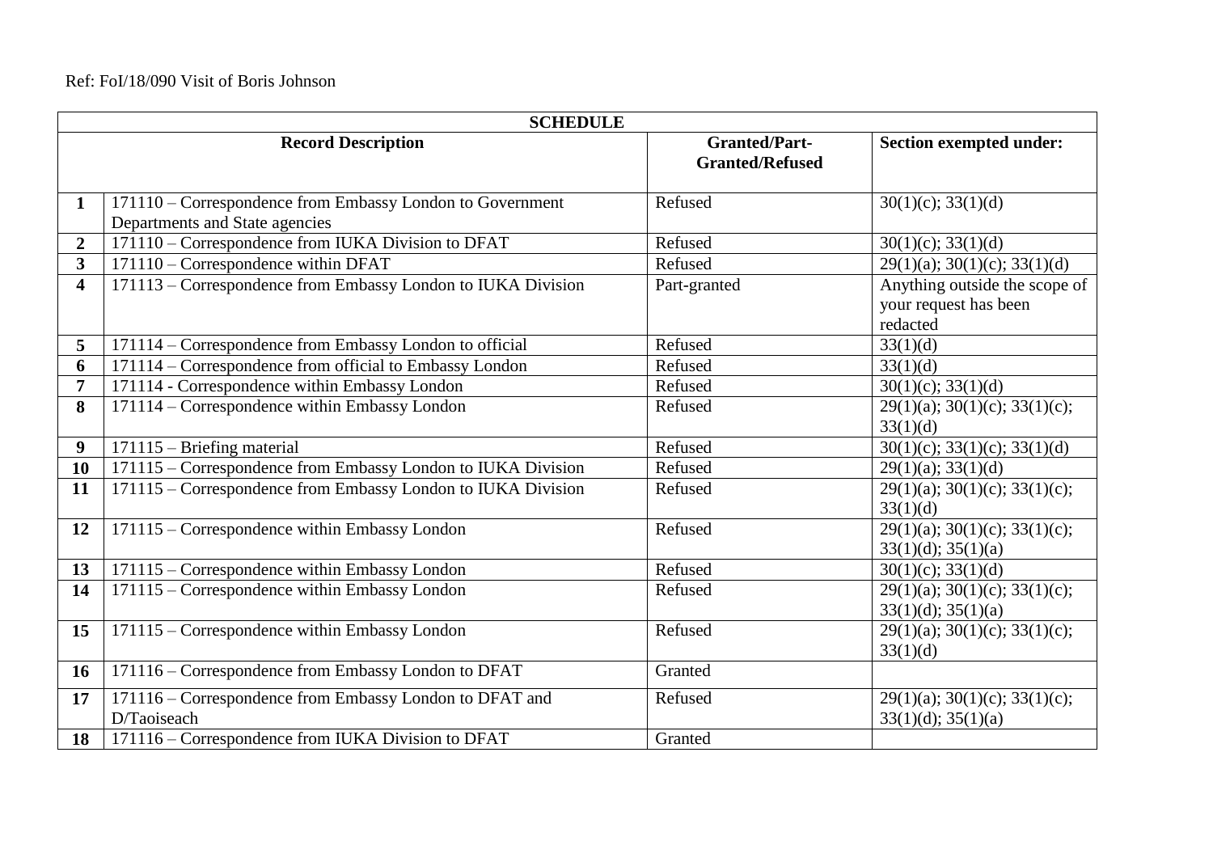Ref: FoI/18/090 Visit of Boris Johnson

| SCHEDULE | | | |
|---|---|---|---|
| | **Record Description** | **Granted/Part-Granted/Refused** | **Section exempted under:** |
| **1** | 171110 – Correspondence from Embassy London to Government Departments and State agencies | Refused | 30(1)(c); 33(1)(d) |
| **2** | 171110 – Correspondence from IUKA Division to DFAT | Refused | 30(1)(c); 33(1)(d) |
| **3** | 171110 – Correspondence within DFAT | Refused | 29(1)(a); 30(1)(c); 33(1)(d) |
| **4** | 171113 – Correspondence from Embassy London to IUKA Division | Part-granted | Anything outside the scope of your request has been redacted |
| **5** | 171114 – Correspondence from Embassy London to official | Refused | 33(1)(d) |
| **6** | 171114 – Correspondence from official to Embassy London | Refused | 33(1)(d) |
| **7** | 171114 - Correspondence within Embassy London | Refused | 30(1)(c); 33(1)(d) |
| **8** | 171114 – Correspondence within Embassy London | Refused | 29(1)(a); 30(1)(c); 33(1)(c); 33(1)(d) |
| **9** | 171115 – Briefing material | Refused | 30(1)(c); 33(1)(c); 33(1)(d) |
| **10** | 171115 – Correspondence from Embassy London to IUKA Division | Refused | 29(1)(a); 33(1)(d) |
| **11** | 171115 – Correspondence from Embassy London to IUKA Division | Refused | 29(1)(a); 30(1)(c); 33(1)(c); 33(1)(d) |
| **12** | 171115 – Correspondence within Embassy London | Refused | 29(1)(a); 30(1)(c); 33(1)(c); 33(1)(d); 35(1)(a) |
| **13** | 171115 – Correspondence within Embassy London | Refused | 30(1)(c); 33(1)(d) |
| **14** | 171115 – Correspondence within Embassy London | Refused | 29(1)(a); 30(1)(c); 33(1)(c); 33(1)(d); 35(1)(a) |
| **15** | 171115 – Correspondence within Embassy London | Refused | 29(1)(a); 30(1)(c); 33(1)(c); 33(1)(d) |
| **16** | 171116 – Correspondence from Embassy London to DFAT | Granted | |
| **17** | 171116 – Correspondence from Embassy London to DFAT and D/Taoiseach | Refused | 29(1)(a); 30(1)(c); 33(1)(c); 33(1)(d); 35(1)(a) |
| **18** | 171116 – Correspondence from IUKA Division to DFAT | Granted | |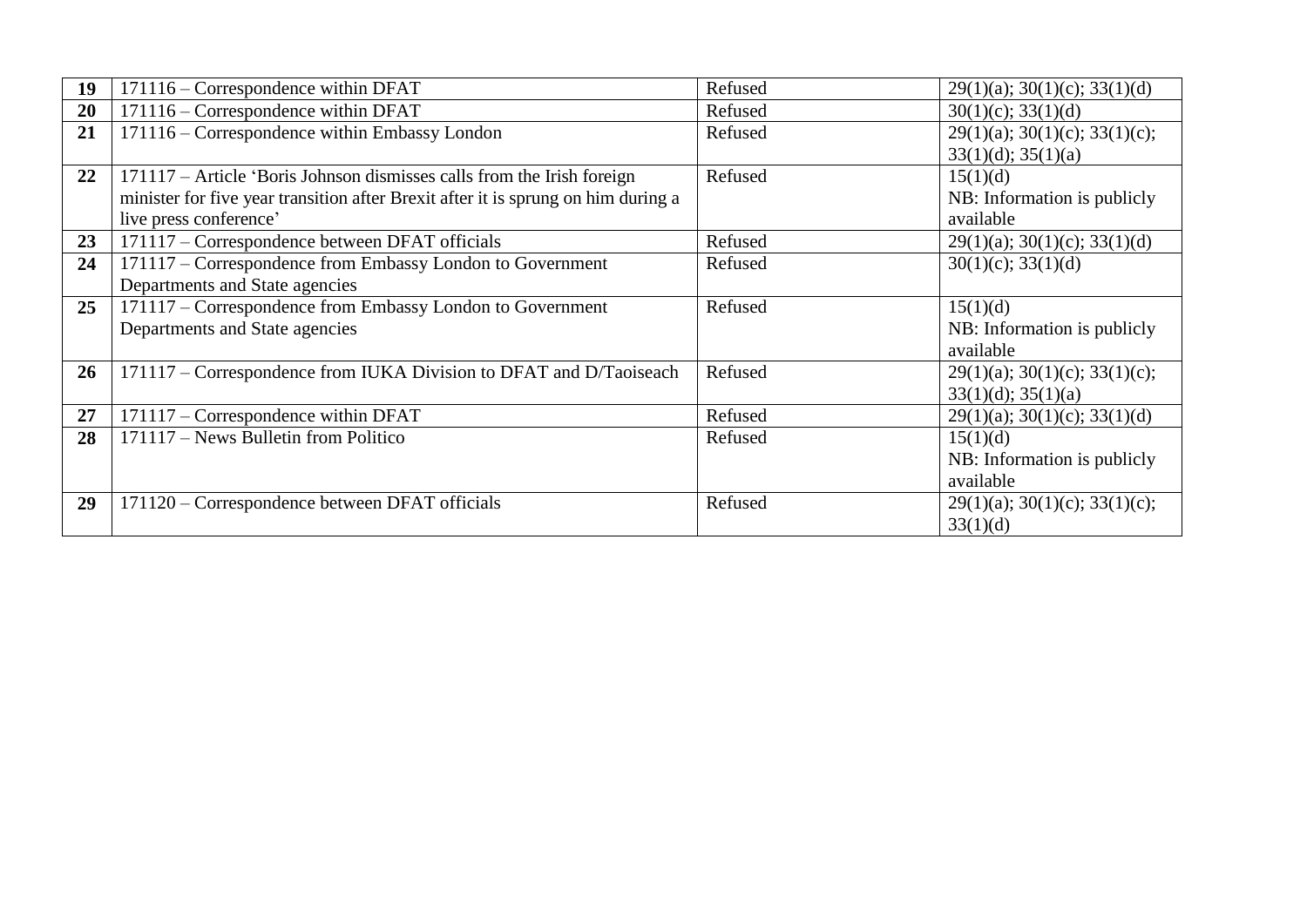| | | | |
|---|---|---|---|
| **19** | 171116 – Correspondence within DFAT | Refused | 29(1)(a); 30(1)(c); 33(1)(d) |
| **20** | 171116 – Correspondence within DFAT | Refused | 30(1)(c); 33(1)(d) |
| **21** | 171116 – Correspondence within Embassy London | Refused | 29(1)(a); 30(1)(c); 33(1)(c); 33(1)(d); 35(1)(a) |
| **22** | 171117 – Article 'Boris Johnson dismisses calls from the Irish foreign minister for five year transition after Brexit after it is sprung on him during a live press conference' | Refused | 15(1)(d) NB: Information is publicly available |
| **23** | 171117 – Correspondence between DFAT officials | Refused | 29(1)(a); 30(1)(c); 33(1)(d) |
| **24** | 171117 – Correspondence from Embassy London to Government Departments and State agencies | Refused | 30(1)(c); 33(1)(d) |
| **25** | 171117 – Correspondence from Embassy London to Government Departments and State agencies | Refused | 15(1)(d) NB: Information is publicly available |
| **26** | 171117 – Correspondence from IUKA Division to DFAT and D/Taoiseach | Refused | 29(1)(a); 30(1)(c); 33(1)(c); 33(1)(d); 35(1)(a) |
| **27** | 171117 – Correspondence within DFAT | Refused | 29(1)(a); 30(1)(c); 33(1)(d) |
| **28** | 171117 – News Bulletin from Politico | Refused | 15(1)(d) NB: Information is publicly available |
| **29** | 171120 – Correspondence between DFAT officials | Refused | 29(1)(a); 30(1)(c); 33(1)(c); 33(1)(d) |